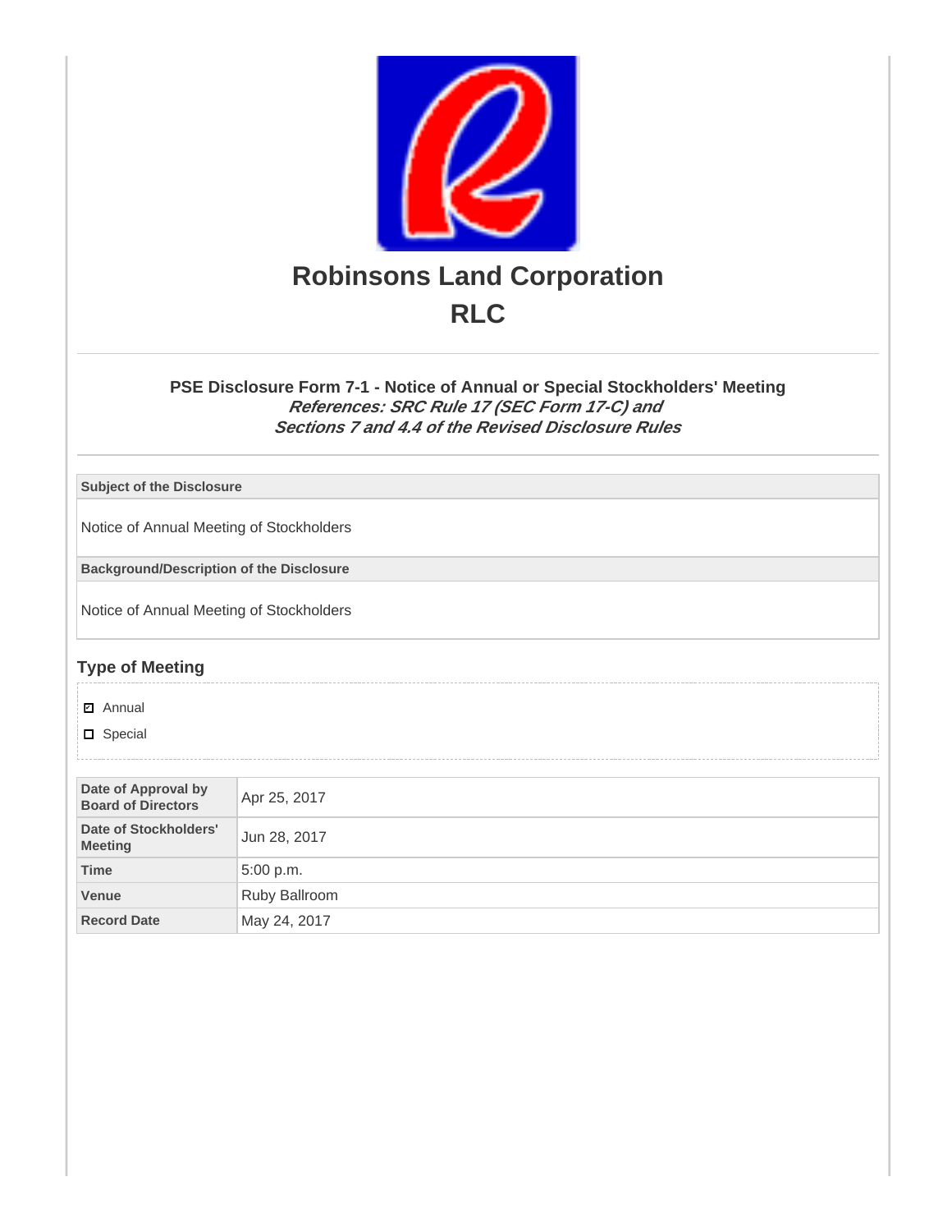# Robinsons Land Corporation

# RLC

### PSE Disclosure Form 7-1 - Notice of Annual or Special Stockholders' Meeting

***References: SRC Rule 17 (SEC Form 17-C) and Sections 7 and 4.4 of the Revised Disclosure Rules***

| Subject of the Disclosure |
|---|
| Notice of Annual Meeting of Stockholders |

| Background/Description of the Disclosure |
|---|
| Notice of Annual Meeting of Stockholders |

## Type of Meeting

- [x] Annual
- [ ] Special

| | |
|---|---|
| **Date of Approval by Board of Directors** | Apr 25, 2017 |
| **Date of Stockholders' Meeting** | Jun 28, 2017 |
| **Time** | 5:00 p.m. |
| **Venue** | Ruby Ballroom |
| **Record Date** | May 24, 2017 |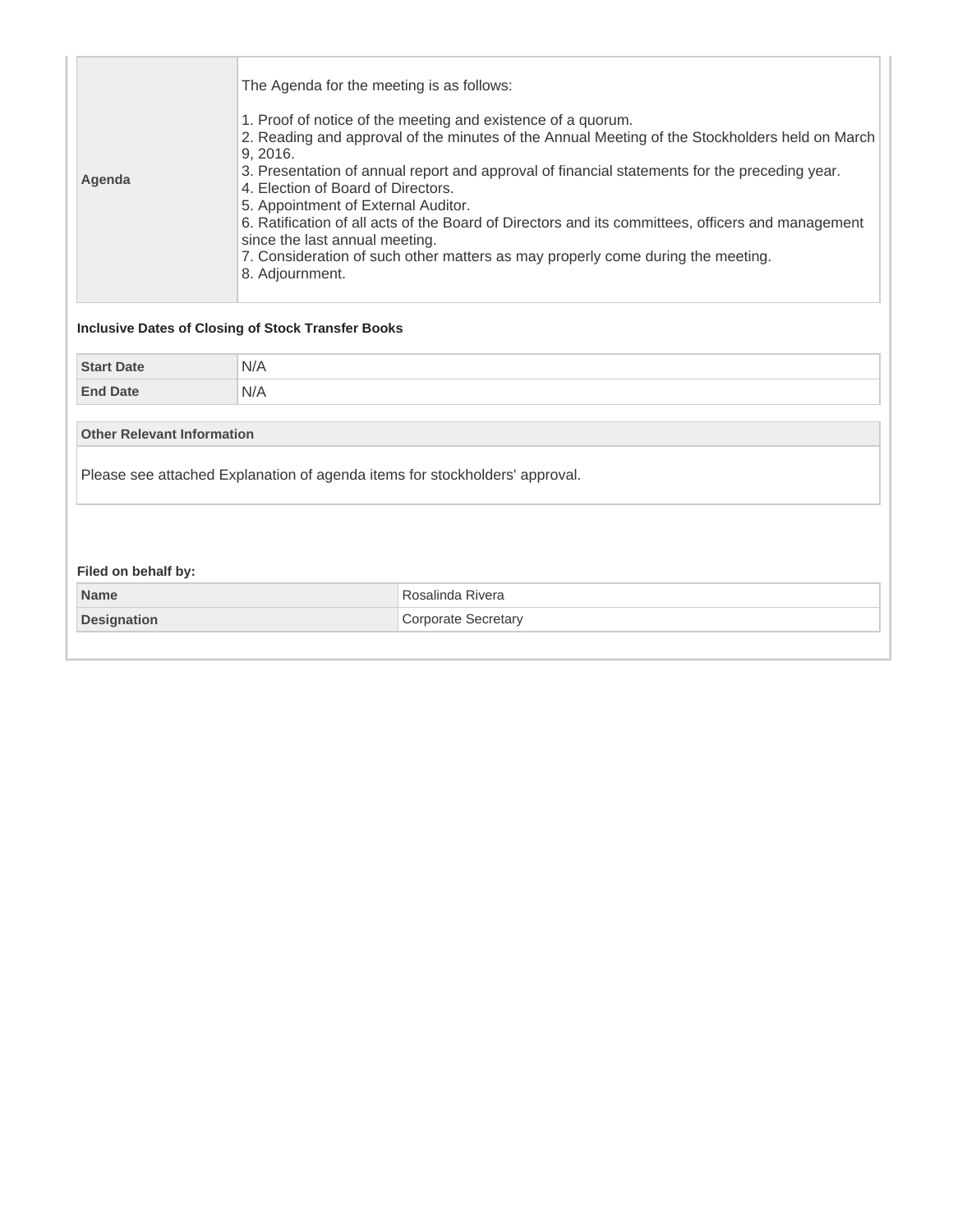| Agenda | The Agenda for the meeting is as follows:<br><br>1. Proof of notice of the meeting and existence of a quorum.<br>2. Reading and approval of the minutes of the Annual Meeting of the Stockholders held on March 9, 2016.<br>3. Presentation of annual report and approval of financial statements for the preceding year.<br>4. Election of Board of Directors.<br>5. Appointment of External Auditor.<br>6. Ratification of all acts of the Board of Directors and its committees, officers and management since the last annual meeting.<br>7. Consideration of such other matters as may properly come during the meeting.<br>8. Adjournment. |
|---|---|

**Inclusive Dates of Closing of Stock Transfer Books**

| Start Date | N/A |
|---|---|
| End Date | N/A |

| Other Relevant Information |
|---|
| Please see attached Explanation of agenda items for stockholders' approval. |

**Filed on behalf by:**

| Name | Rosalinda Rivera |
|---|---|
| Designation | Corporate Secretary |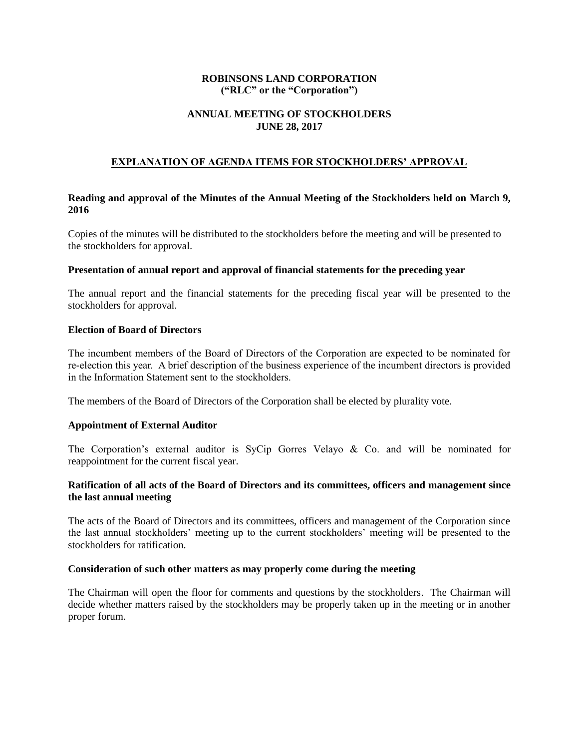**ROBINSONS LAND CORPORATION**
**("RLC" or the "Corporation")**

**ANNUAL MEETING OF STOCKHOLDERS**
**JUNE 28, 2017**

## EXPLANATION OF AGENDA ITEMS FOR STOCKHOLDERS' APPROVAL

### Reading and approval of the Minutes of the Annual Meeting of the Stockholders held on March 9, 2016

Copies of the minutes will be distributed to the stockholders before the meeting and will be presented to the stockholders for approval.

### Presentation of annual report and approval of financial statements for the preceding year

The annual report and the financial statements for the preceding fiscal year will be presented to the stockholders for approval.

### Election of Board of Directors

The incumbent members of the Board of Directors of the Corporation are expected to be nominated for re-election this year. A brief description of the business experience of the incumbent directors is provided in the Information Statement sent to the stockholders.

The members of the Board of Directors of the Corporation shall be elected by plurality vote.

### Appointment of External Auditor

The Corporation's external auditor is SyCip Gorres Velayo & Co. and will be nominated for reappointment for the current fiscal year.

### Ratification of all acts of the Board of Directors and its committees, officers and management since the last annual meeting

The acts of the Board of Directors and its committees, officers and management of the Corporation since the last annual stockholders' meeting up to the current stockholders' meeting will be presented to the stockholders for ratification.

### Consideration of such other matters as may properly come during the meeting

The Chairman will open the floor for comments and questions by the stockholders. The Chairman will decide whether matters raised by the stockholders may be properly taken up in the meeting or in another proper forum.